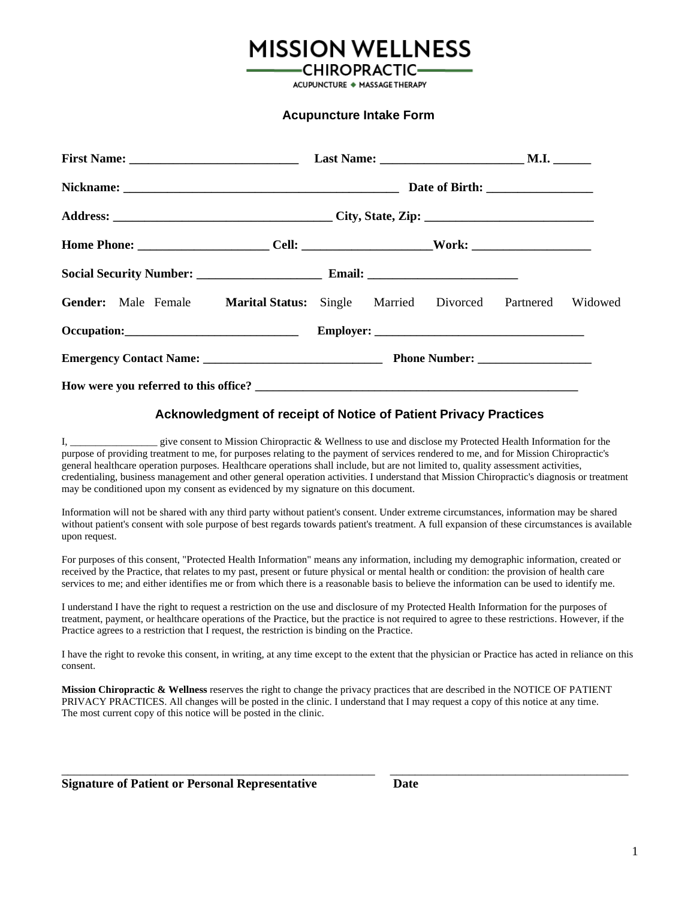# MISSION WELLNESS
## CHIROPRACTIC
ACUPUNCTURE ◆ MASSAGE THERAPY

### Acupuncture Intake Form

**First Name:** ___________________________ **Last Name:** _______________________ **M.I.** ______

**Nickname:** ______________________________________________ **Date of Birth:** _________________

**Address:** ___________________________________ **City, State, Zip:** ___________________________

**Home Phone:** ____________________ **Cell:** ____________________ **Work:** ___________________

**Social Security Number:** ____________________ **Email:** ________________________

**Gender:** Male Female **Marital Status:** Single Married Divorced Partnered Widowed

**Occupation:** ____________________________ **Employer:** __________________________________

**Emergency Contact Name:** _____________________________ **Phone Number:** ___________________

**How were you referred to this office?** ______________________________________________________

### Acknowledgment of receipt of Notice of Patient Privacy Practices

I, _________________ give consent to Mission Chiropractic & Wellness to use and disclose my Protected Health Information for the purpose of providing treatment to me, for purposes relating to the payment of services rendered to me, and for Mission Chiropractic's general healthcare operation purposes. Healthcare operations shall include, but are not limited to, quality assessment activities, credentialing, business management and other general operation activities. I understand that Mission Chiropractic's diagnosis or treatment may be conditioned upon my consent as evidenced by my signature on this document.

Information will not be shared with any third party without patient's consent. Under extreme circumstances, information may be shared without patient's consent with sole purpose of best regards towards patient's treatment. A full expansion of these circumstances is available upon request.

For purposes of this consent, "Protected Health Information" means any information, including my demographic information, created or received by the Practice, that relates to my past, present or future physical or mental health or condition: the provision of health care services to me; and either identifies me or from which there is a reasonable basis to believe the information can be used to identify me.

I understand I have the right to request a restriction on the use and disclosure of my Protected Health Information for the purposes of treatment, payment, or healthcare operations of the Practice, but the practice is not required to agree to these restrictions. However, if the Practice agrees to a restriction that I request, the restriction is binding on the Practice.

I have the right to revoke this consent, in writing, at any time except to the extent that the physician or Practice has acted in reliance on this consent.

**Mission Chiropractic & Wellness** reserves the right to change the privacy practices that are described in the NOTICE OF PATIENT PRIVACY PRACTICES. All changes will be posted in the clinic. I understand that I may request a copy of this notice at any time. The most current copy of this notice will be posted in the clinic.

_______________________________________________________ __________________________________________

**Signature of Patient or Personal Representative** **Date**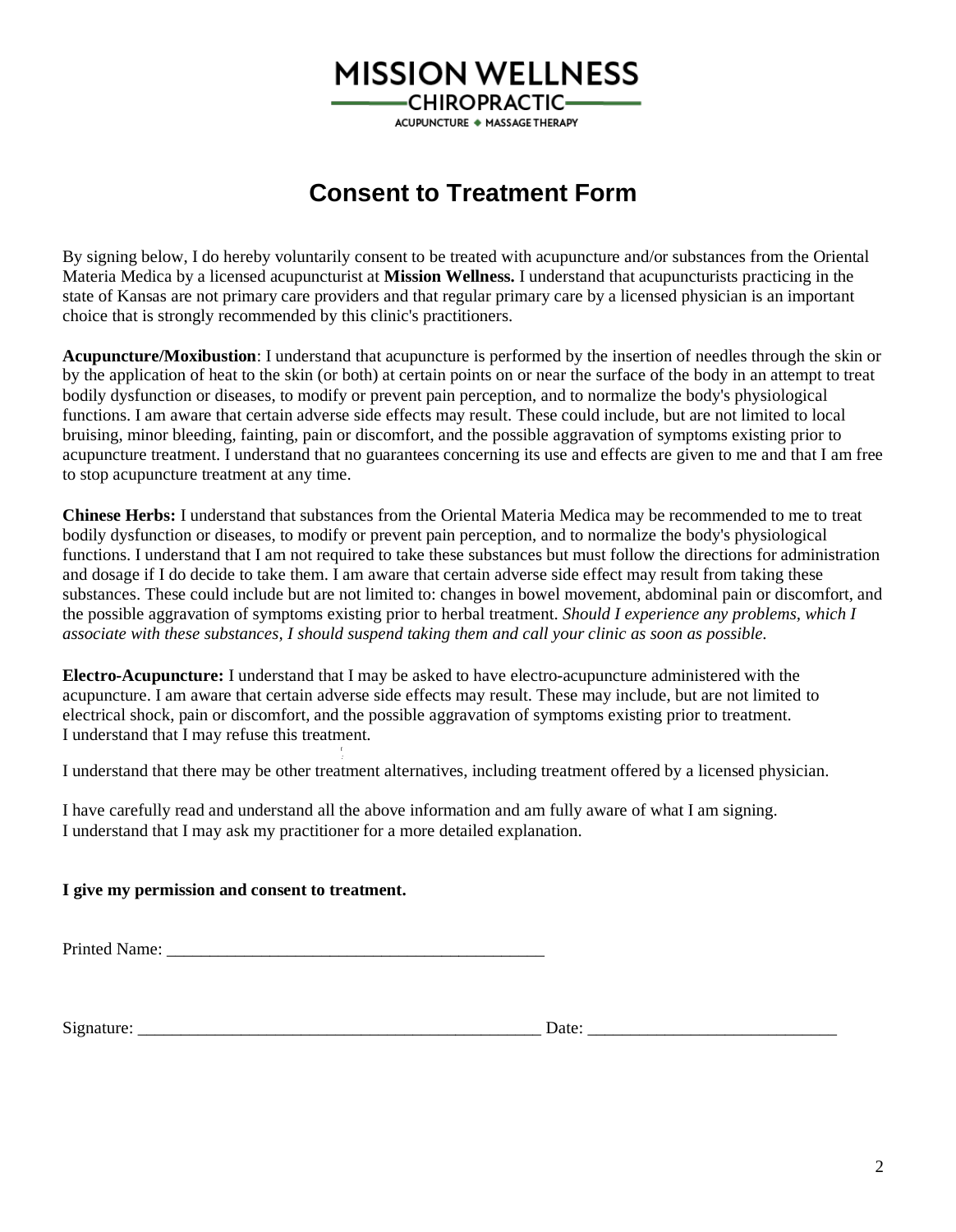MISSION WELLNESS
CHIROPRACTIC
ACUPUNCTURE ◆ MASSAGE THERAPY

# Consent to Treatment Form

By signing below, I do hereby voluntarily consent to be treated with acupuncture and/or substances from the Oriental Materia Medica by a licensed acupuncturist at **Mission Wellness.** I understand that acupuncturists practicing in the state of Kansas are not primary care providers and that regular primary care by a licensed physician is an important choice that is strongly recommended by this clinic's practitioners.

**Acupuncture/Moxibustion**: I understand that acupuncture is performed by the insertion of needles through the skin or by the application of heat to the skin (or both) at certain points on or near the surface of the body in an attempt to treat bodily dysfunction or diseases, to modify or prevent pain perception, and to normalize the body's physiological functions. I am aware that certain adverse side effects may result. These could include, but are not limited to local bruising, minor bleeding, fainting, pain or discomfort, and the possible aggravation of symptoms existing prior to acupuncture treatment. I understand that no guarantees concerning its use and effects are given to me and that I am free to stop acupuncture treatment at any time.

**Chinese Herbs:** I understand that substances from the Oriental Materia Medica may be recommended to me to treat bodily dysfunction or diseases, to modify or prevent pain perception, and to normalize the body's physiological functions. I understand that I am not required to take these substances but must follow the directions for administration and dosage if I do decide to take them. I am aware that certain adverse side effect may result from taking these substances. These could include but are not limited to: changes in bowel movement, abdominal pain or discomfort, and the possible aggravation of symptoms existing prior to herbal treatment. *Should I experience any problems, which I associate with these substances, I should suspend taking them and call your clinic as soon as possible.*

**Electro-Acupuncture:** I understand that I may be asked to have electro-acupuncture administered with the acupuncture. I am aware that certain adverse side effects may result. These may include, but are not limited to electrical shock, pain or discomfort, and the possible aggravation of symptoms existing prior to treatment. I understand that I may refuse this treatment.

I understand that there may be other treatment alternatives, including treatment offered by a licensed physician.

I have carefully read and understand all the above information and am fully aware of what I am signing. I understand that I may ask my practitioner for a more detailed explanation.

**I give my permission and consent to treatment.**

Printed Name: _____________________________________________

Signature: ________________________________________________ Date: _____________________________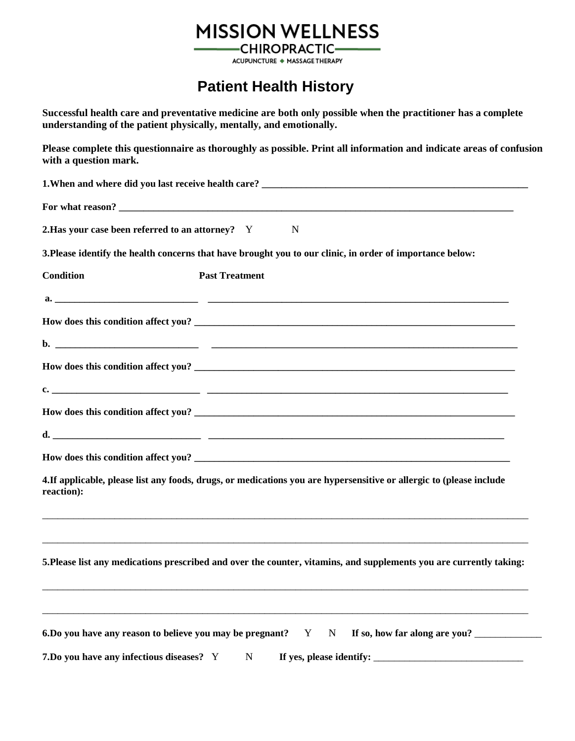**MISSION WELLNESS**
**CHIROPRACTIC**
ACUPUNCTURE ◆ MASSAGE THERAPY

# Patient Health History

**Successful health care and preventative medicine are both only possible when the practitioner has a complete understanding of the patient physically, mentally, and emotionally.**

**Please complete this questionnaire as thoroughly as possible. Print all information and indicate areas of confusion with a question mark.**

**1.When and where did you last receive health care?** _______________________________________________

**For what reason?** _______________________________________________________________________

**2.Has your case been referred to an attorney?** Y N

**3.Please identify the health concerns that have brought you to our clinic, in order of importance below:**

**Condition** **Past Treatment**

**a.** ___________________________ ____________________________________________________

**How does this condition affect you?** ___________________________________________________

**b.** ___________________________ ____________________________________________________

**How does this condition affect you?** ___________________________________________________

**c.** ___________________________ ____________________________________________________

**How does this condition affect you?** ___________________________________________________

**d.** ___________________________ ____________________________________________________

**How does this condition affect you?** ___________________________________________________

**4.If applicable, please list any foods, drugs, or medications you are hypersensitive or allergic to (please include reaction):**

_____________________________________________________________________________________

_____________________________________________________________________________________

**5.Please list any medications prescribed and over the counter, vitamins, and supplements you are currently taking:**

_____________________________________________________________________________________

_____________________________________________________________________________________

**6.Do you have any reason to believe you may be pregnant?** Y N **If so, how far along are you?** _____________

**7.Do you have any infectious diseases?** Y N **If yes, please identify:** ____________________________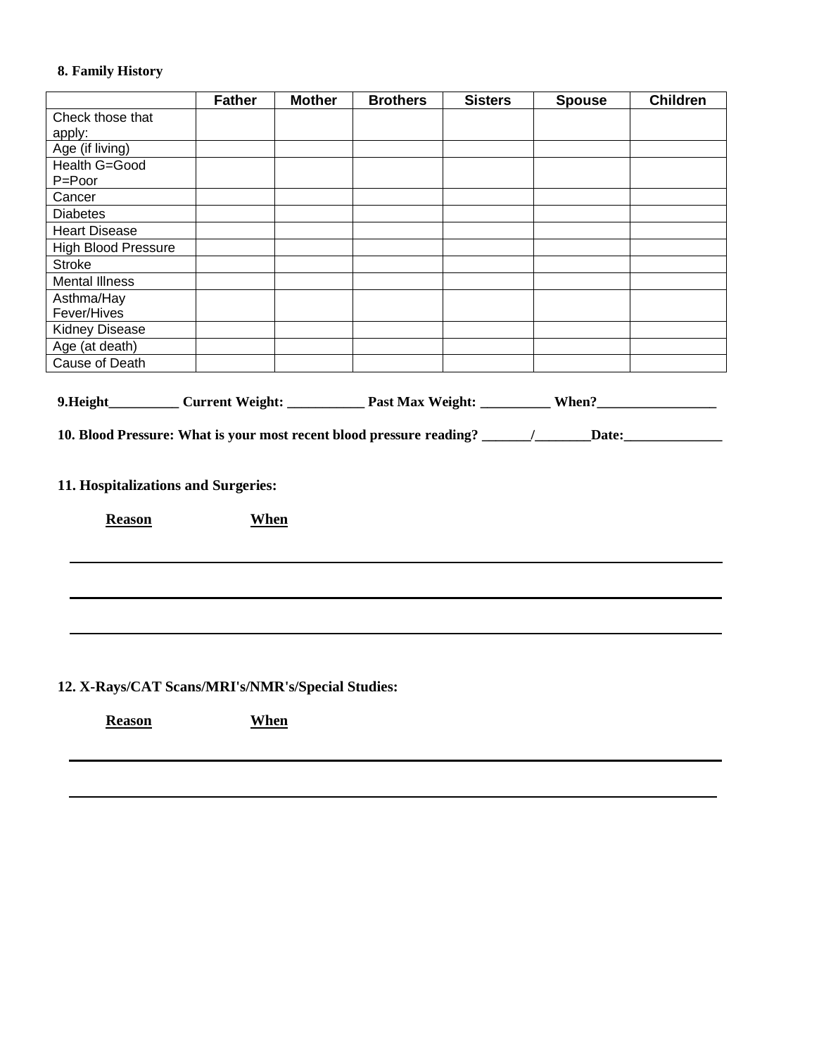**8. Family History**

| | Father | Mother | Brothers | Sisters | Spouse | Children |
|---|---|---|---|---|---|---|
| Check those that apply: | | | | | | |
| Age (if living) | | | | | | |
| Health G=Good P=Poor | | | | | | |
| Cancer | | | | | | |
| Diabetes | | | | | | |
| Heart Disease | | | | | | |
| High Blood Pressure | | | | | | |
| Stroke | | | | | | |
| Mental Illness | | | | | | |
| Asthma/Hay Fever/Hives | | | | | | |
| Kidney Disease | | | | | | |
| Age (at death) | | | | | | |
| Cause of Death | | | | | | |

**9.Height__________ Current Weight: ___________ Past Max Weight: __________ When?_________________**

**10. Blood Pressure: What is your most recent blood pressure reading? _______/________Date:______________**

**11. Hospitalizations and Surgeries:**

**Reason** **When**

______________________________________________________________________________

______________________________________________________________________________

______________________________________________________________________________

**12. X-Rays/CAT Scans/MRI's/NMR's/Special Studies:**

**Reason** **When**

______________________________________________________________________________

______________________________________________________________________________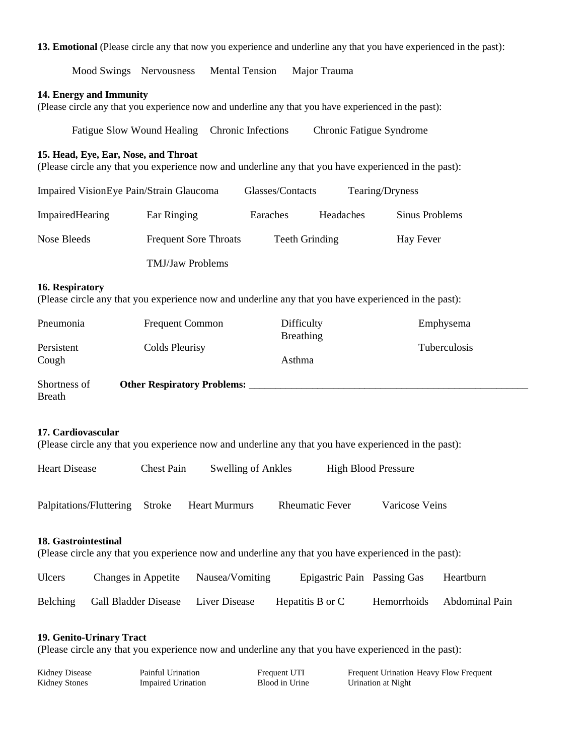**13. Emotional** (Please circle any that now you experience and underline any that you have experienced in the past):

Mood Swings  Nervousness  Mental Tension  Major Trauma

**14. Energy and Immunity**
(Please circle any that you experience now and underline any that you have experienced in the past):

Fatigue  Slow Wound Healing  Chronic Infections  Chronic Fatigue Syndrome

**15. Head, Eye, Ear, Nose, and Throat**
(Please circle any that you experience now and underline any that you have experienced in the past):

Impaired Vision  Eye Pain/Strain  Glaucoma  Glasses/Contacts  Tearing/Dryness

Impaired Hearing  Ear Ringing  Earaches  Headaches  Sinus Problems

Nose Bleeds  Frequent Sore Throats  Teeth Grinding  Hay Fever

TMJ/Jaw Problems

**16. Respiratory**
(Please circle any that you experience now and underline any that you have experienced in the past):

Pneumonia  Frequent Common Colds  Difficulty Breathing  Emphysema

Persistent Cough  Pleurisy  Asthma  Tuberculosis

Shortness of Breath  **Other Respiratory Problems:** ________________________________________

**17. Cardiovascular**
(Please circle any that you experience now and underline any that you have experienced in the past):

Heart Disease  Chest Pain  Swelling of Ankles  High Blood Pressure

Palpitations/Fluttering  Stroke  Heart Murmurs  Rheumatic Fever  Varicose Veins

**18. Gastrointestinal**
(Please circle any that you experience now and underline any that you have experienced in the past):

Ulcers  Changes in Appetite  Nausea/Vomiting  Epigastric Pain  Passing Gas  Heartburn

Belching  Gall Bladder Disease  Liver Disease  Hepatitis B or C  Hemorrhoids  Abdominal Pain

**19. Genito-Urinary Tract**
(Please circle any that you experience now and underline any that you have experienced in the past):

Kidney Disease  Painful Urination  Frequent UTI  Frequent Urination  Heavy Flow  Frequent Urination at Night

Kidney Stones  Impaired Urination  Blood in Urine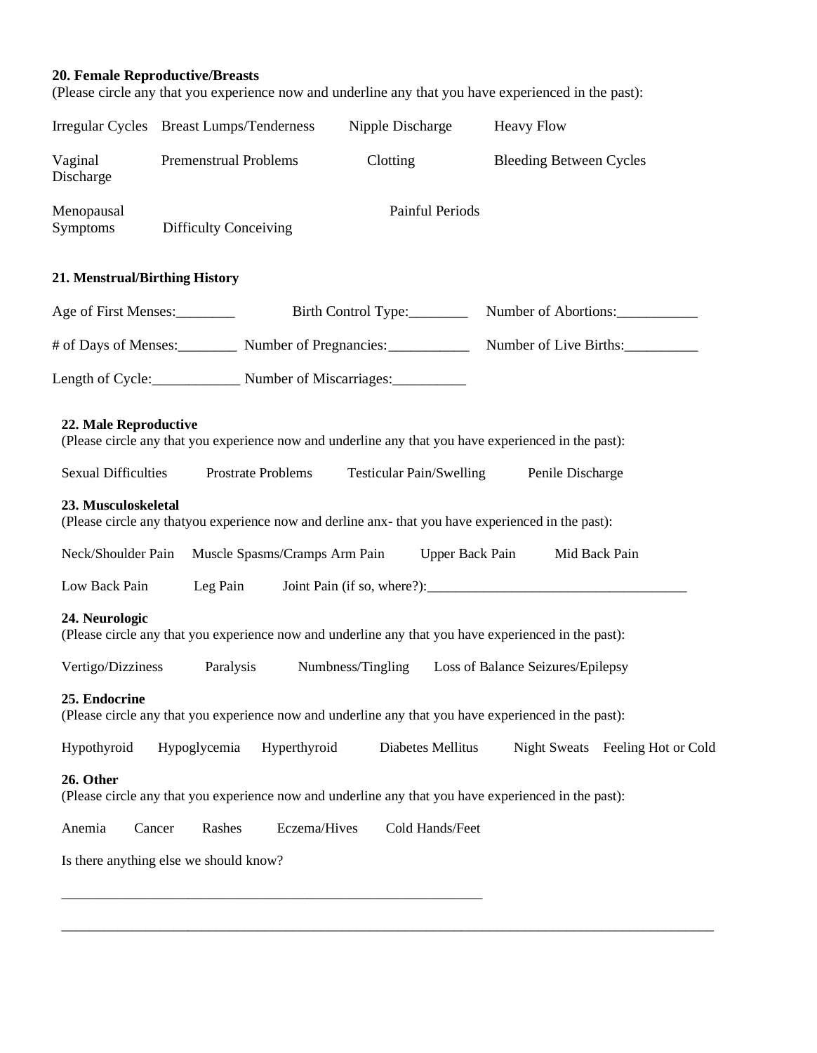**20. Female Reproductive/Breasts**
(Please circle any that you experience now and underline any that you have experienced in the past):

Irregular Cycles Breast Lumps/Tenderness Nipple Discharge Heavy Flow

Vaginal Discharge Premenstrual Problems Clotting Bleeding Between Cycles

Menopausal Symptoms Difficulty Conceiving Painful Periods

**21. Menstrual/Birthing History**

Age of First Menses:________ Birth Control Type:________ Number of Abortions:___________

# of Days of Menses:________ Number of Pregnancies:___________ Number of Live Births:__________

Length of Cycle:____________ Number of Miscarriages:__________

**22. Male Reproductive**
(Please circle any that you experience now and underline any that you have experienced in the past):

Sexual Difficulties Prostrate Problems Testicular Pain/Swelling Penile Discharge

**23. Musculoskeletal**
(Please circle any thatyou experience now and derline anx- that you have experienced in the past):

Neck/Shoulder Pain Muscle Spasms/Cramps Arm Pain Upper Back Pain Mid Back Pain

Low Back Pain Leg Pain Joint Pain (if so, where?):_____________________________________

**24. Neurologic**
(Please circle any that you experience now and underline any that you have experienced in the past):

Vertigo/Dizziness Paralysis Numbness/Tingling Loss of Balance Seizures/Epilepsy

**25. Endocrine**
(Please circle any that you experience now and underline any that you have experienced in the past):

Hypothyroid Hypoglycemia Hyperthyroid Diabetes Mellitus Night Sweats Feeling Hot or Cold

**26. Other**
(Please circle any that you experience now and underline any that you have experienced in the past):

Anemia Cancer Rashes Eczema/Hives Cold Hands/Feet

Is there anything else we should know?

______________________________________________________________

______________________________________________________________________________________________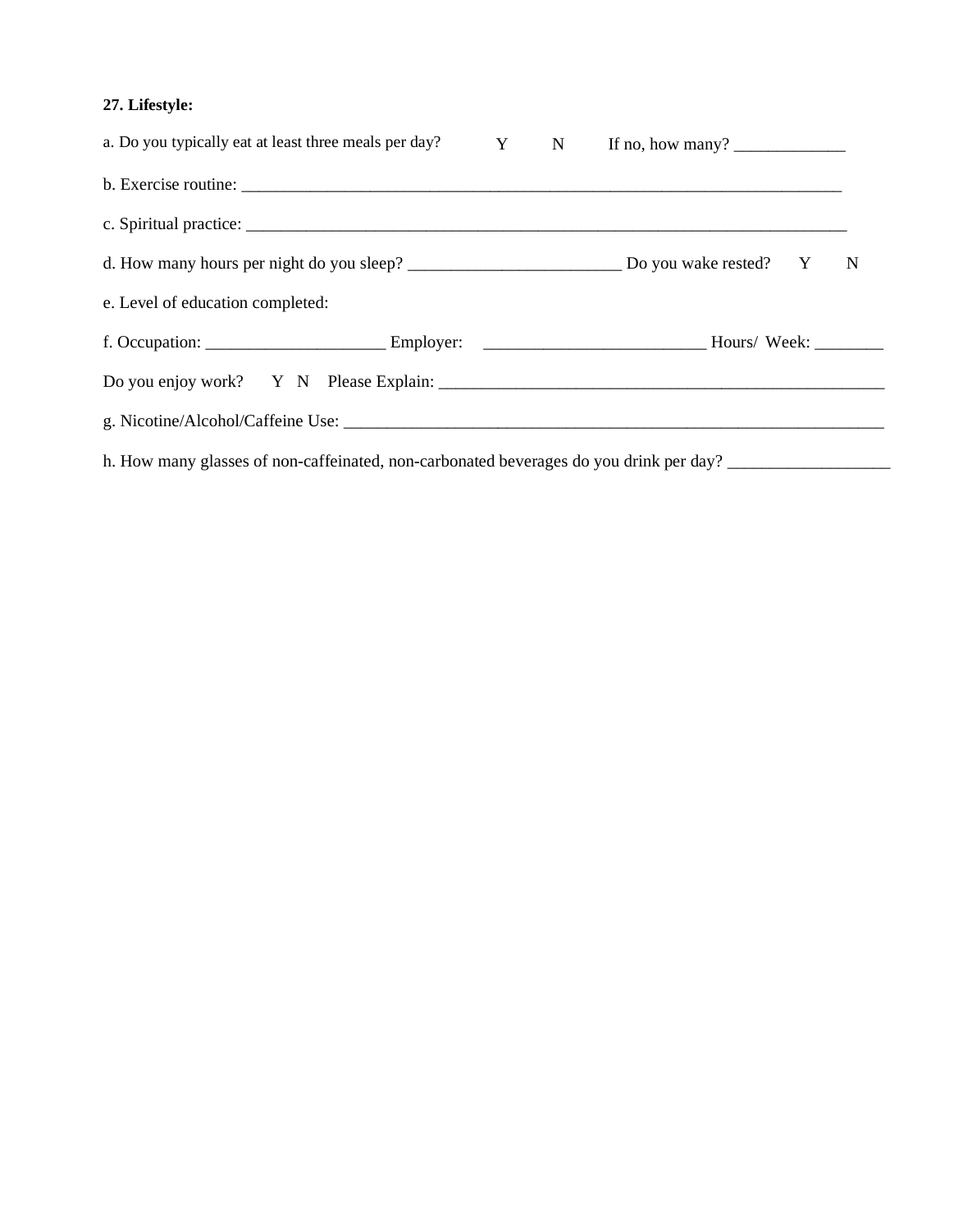**27. Lifestyle:**

a. Do you typically eat at least three meals per day? Y N If no, how many? _____________

b. Exercise routine: ___________________________________________________________________________

c. Spiritual practice: __________________________________________________________________________

d. How many hours per night do you sleep? _________________________ Do you wake rested? Y N

e. Level of education completed:

f. Occupation: _____________________ Employer: __________________________ Hours/ Week: ________

Do you enjoy work? Y N Please Explain: _____________________________________________________

g. Nicotine/Alcohol/Caffeine Use: ___________________________________________________________________

h. How many glasses of non-caffeinated, non-carbonated beverages do you drink per day? ___________________